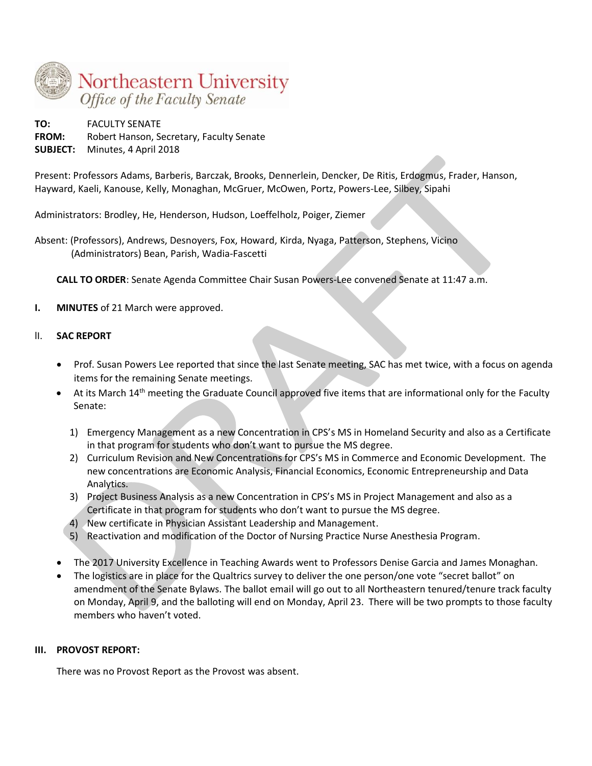Northeastern University
*Office of the Faculty Senate*

**TO:** FACULTY SENATE
**FROM:** Robert Hanson, Secretary, Faculty Senate
**SUBJECT:** Minutes, 4 April 2018

Present: Professors Adams, Barberis, Barczak, Brooks, Dennerlein, Dencker, De Ritis, Erdogmus, Frader, Hanson, Hayward, Kaeli, Kanouse, Kelly, Monaghan, McGruer, McOwen, Portz, Powers-Lee, Silbey, Sipahi

Administrators: Brodley, He, Henderson, Hudson, Loeffelholz, Poiger, Ziemer

Absent: (Professors), Andrews, Desnoyers, Fox, Howard, Kirda, Nyaga, Patterson, Stephens, Vicino
(Administrators) Bean, Parish, Wadia-Fascetti

**CALL TO ORDER**: Senate Agenda Committee Chair Susan Powers-Lee convened Senate at 11:47 a.m.

**I. MINUTES** of 21 March were approved.

**II. SAC REPORT**

- Prof. Susan Powers Lee reported that since the last Senate meeting, SAC has met twice, with a focus on agenda items for the remaining Senate meetings.
- At its March 14th meeting the Graduate Council approved five items that are informational only for the Faculty Senate:
  1) Emergency Management as a new Concentration in CPS's MS in Homeland Security and also as a Certificate in that program for students who don't want to pursue the MS degree.
  2) Curriculum Revision and New Concentrations for CPS's MS in Commerce and Economic Development. The new concentrations are Economic Analysis, Financial Economics, Economic Entrepreneurship and Data Analytics.
  3) Project Business Analysis as a new Concentration in CPS's MS in Project Management and also as a Certificate in that program for students who don't want to pursue the MS degree.
  4) New certificate in Physician Assistant Leadership and Management.
  5) Reactivation and modification of the Doctor of Nursing Practice Nurse Anesthesia Program.
- The 2017 University Excellence in Teaching Awards went to Professors Denise Garcia and James Monaghan.
- The logistics are in place for the Qualtrics survey to deliver the one person/one vote "secret ballot" on amendment of the Senate Bylaws. The ballot email will go out to all Northeastern tenured/tenure track faculty on Monday, April 9, and the balloting will end on Monday, April 23. There will be two prompts to those faculty members who haven't voted.

**III. PROVOST REPORT:**

There was no Provost Report as the Provost was absent.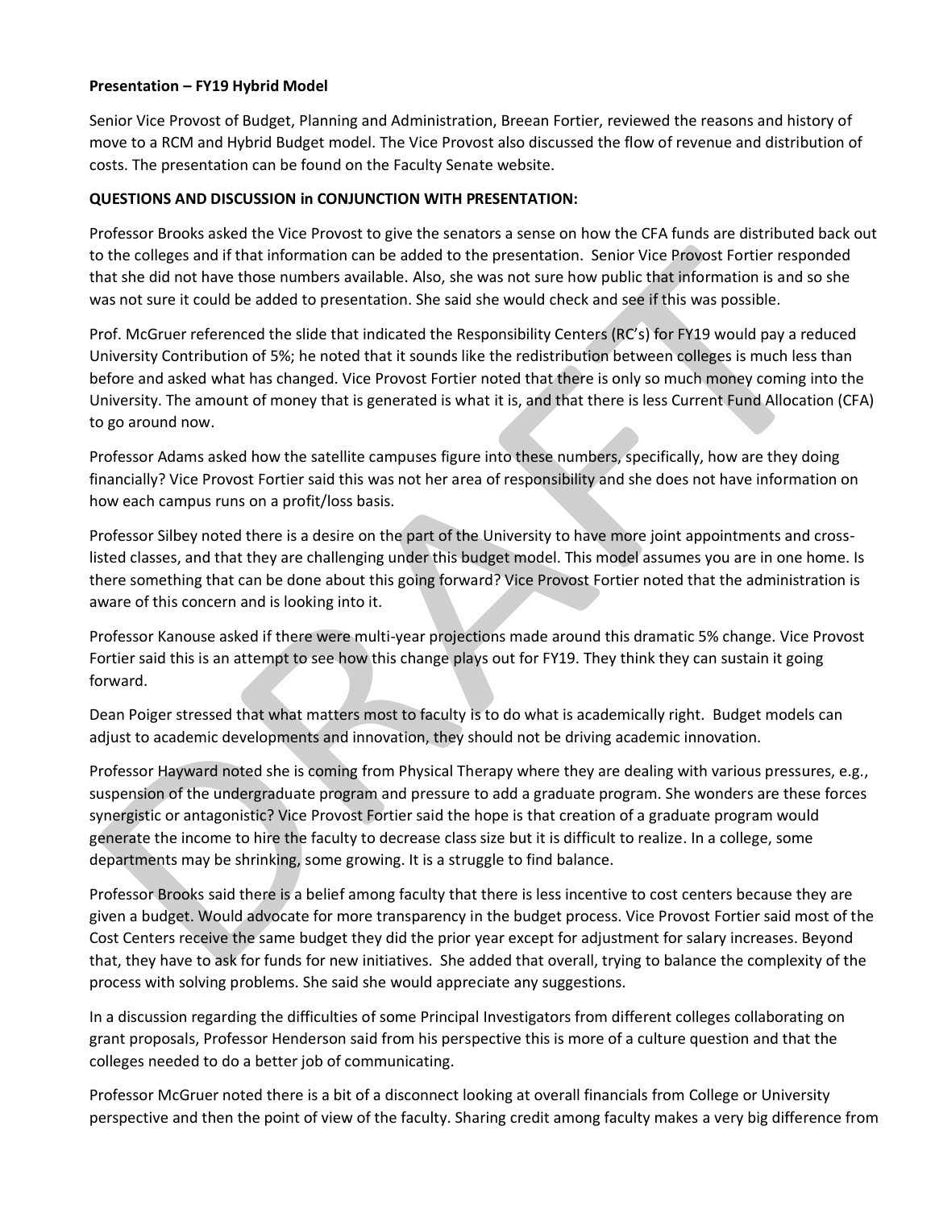**Presentation – FY19 Hybrid Model**

Senior Vice Provost of Budget, Planning and Administration, Breean Fortier, reviewed the reasons and history of move to a RCM and Hybrid Budget model. The Vice Provost also discussed the flow of revenue and distribution of costs. The presentation can be found on the Faculty Senate website.

**QUESTIONS AND DISCUSSION in CONJUNCTION WITH PRESENTATION:**

Professor Brooks asked the Vice Provost to give the senators a sense on how the CFA funds are distributed back out to the colleges and if that information can be added to the presentation. Senior Vice Provost Fortier responded that she did not have those numbers available. Also, she was not sure how public that information is and so she was not sure it could be added to presentation. She said she would check and see if this was possible.

Prof. McGruer referenced the slide that indicated the Responsibility Centers (RC's) for FY19 would pay a reduced University Contribution of 5%; he noted that it sounds like the redistribution between colleges is much less than before and asked what has changed. Vice Provost Fortier noted that there is only so much money coming into the University. The amount of money that is generated is what it is, and that there is less Current Fund Allocation (CFA) to go around now.

Professor Adams asked how the satellite campuses figure into these numbers, specifically, how are they doing financially? Vice Provost Fortier said this was not her area of responsibility and she does not have information on how each campus runs on a profit/loss basis.

Professor Silbey noted there is a desire on the part of the University to have more joint appointments and cross-listed classes, and that they are challenging under this budget model. This model assumes you are in one home. Is there something that can be done about this going forward? Vice Provost Fortier noted that the administration is aware of this concern and is looking into it.

Professor Kanouse asked if there were multi-year projections made around this dramatic 5% change. Vice Provost Fortier said this is an attempt to see how this change plays out for FY19. They think they can sustain it going forward.

Dean Poiger stressed that what matters most to faculty is to do what is academically right. Budget models can adjust to academic developments and innovation, they should not be driving academic innovation.

Professor Hayward noted she is coming from Physical Therapy where they are dealing with various pressures, e.g., suspension of the undergraduate program and pressure to add a graduate program. She wonders are these forces synergistic or antagonistic? Vice Provost Fortier said the hope is that creation of a graduate program would generate the income to hire the faculty to decrease class size but it is difficult to realize. In a college, some departments may be shrinking, some growing. It is a struggle to find balance.

Professor Brooks said there is a belief among faculty that there is less incentive to cost centers because they are given a budget. Would advocate for more transparency in the budget process. Vice Provost Fortier said most of the Cost Centers receive the same budget they did the prior year except for adjustment for salary increases. Beyond that, they have to ask for funds for new initiatives. She added that overall, trying to balance the complexity of the process with solving problems. She said she would appreciate any suggestions.

In a discussion regarding the difficulties of some Principal Investigators from different colleges collaborating on grant proposals, Professor Henderson said from his perspective this is more of a culture question and that the colleges needed to do a better job of communicating.

Professor McGruer noted there is a bit of a disconnect looking at overall financials from College or University perspective and then the point of view of the faculty. Sharing credit among faculty makes a very big difference from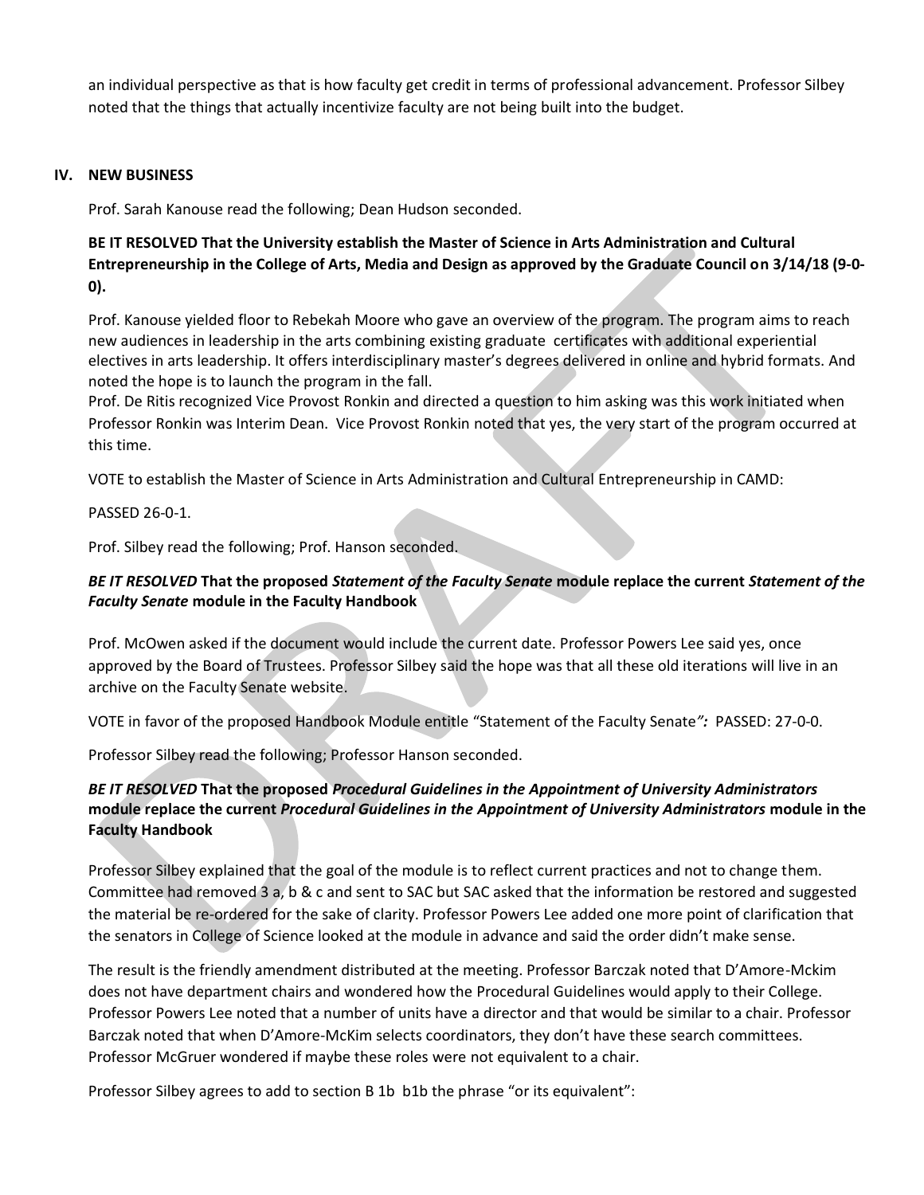an individual perspective as that is how faculty get credit in terms of professional advancement. Professor Silbey noted that the things that actually incentivize faculty are not being built into the budget.

## IV. NEW BUSINESS

Prof. Sarah Kanouse read the following; Dean Hudson seconded.

**BE IT RESOLVED That the University establish the Master of Science in Arts Administration and Cultural Entrepreneurship in the College of Arts, Media and Design as approved by the Graduate Council on 3/14/18 (9-0-0).**

Prof. Kanouse yielded floor to Rebekah Moore who gave an overview of the program. The program aims to reach new audiences in leadership in the arts combining existing graduate certificates with additional experiential electives in arts leadership. It offers interdisciplinary master's degrees delivered in online and hybrid formats. And noted the hope is to launch the program in the fall.

Prof. De Ritis recognized Vice Provost Ronkin and directed a question to him asking was this work initiated when Professor Ronkin was Interim Dean. Vice Provost Ronkin noted that yes, the very start of the program occurred at this time.

VOTE to establish the Master of Science in Arts Administration and Cultural Entrepreneurship in CAMD:

PASSED 26-0-1.

Prof. Silbey read the following; Prof. Hanson seconded.

***BE IT RESOLVED* That the proposed *Statement of the Faculty Senate* module replace the current *Statement of the Faculty Senate* module in the Faculty Handbook**

Prof. McOwen asked if the document would include the current date. Professor Powers Lee said yes, once approved by the Board of Trustees. Professor Silbey said the hope was that all these old iterations will live in an archive on the Faculty Senate website.

VOTE in favor of the proposed Handbook Module entitle "Statement of the Faculty Senate***":*** PASSED: 27-0-0.

Professor Silbey read the following; Professor Hanson seconded.

***BE IT RESOLVED* That the proposed *Procedural Guidelines in the Appointment of University Administrators* module replace the current *Procedural Guidelines in the Appointment of University Administrators* module in the Faculty Handbook**

Professor Silbey explained that the goal of the module is to reflect current practices and not to change them. Committee had removed 3 a, b & c and sent to SAC but SAC asked that the information be restored and suggested the material be re-ordered for the sake of clarity. Professor Powers Lee added one more point of clarification that the senators in College of Science looked at the module in advance and said the order didn't make sense.

The result is the friendly amendment distributed at the meeting. Professor Barczak noted that D'Amore-Mckim does not have department chairs and wondered how the Procedural Guidelines would apply to their College. Professor Powers Lee noted that a number of units have a director and that would be similar to a chair. Professor Barczak noted that when D'Amore-McKim selects coordinators, they don't have these search committees. Professor McGruer wondered if maybe these roles were not equivalent to a chair.

Professor Silbey agrees to add to section B 1b b1b the phrase "or its equivalent":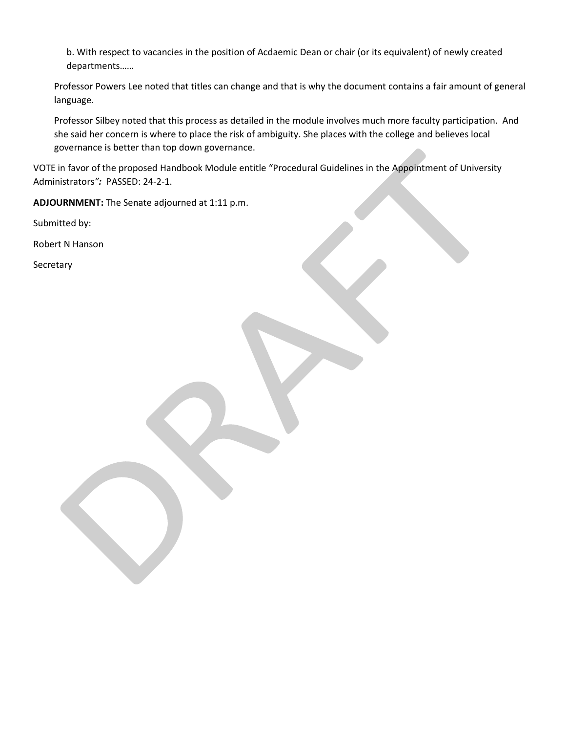b. With respect to vacancies in the position of Acdaemic Dean or chair (or its equivalent) of newly created departments……

Professor Powers Lee noted that titles can change and that is why the document contains a fair amount of general language.

Professor Silbey noted that this process as detailed in the module involves much more faculty participation. And she said her concern is where to place the risk of ambiguity. She places with the college and believes local governance is better than top down governance.

VOTE in favor of the proposed Handbook Module entitle "Procedural Guidelines in the Appointment of University Administrators***":*** PASSED: 24-2-1.

**ADJOURNMENT:** The Senate adjourned at 1:11 p.m.

Submitted by:

Robert N Hanson

Secretary